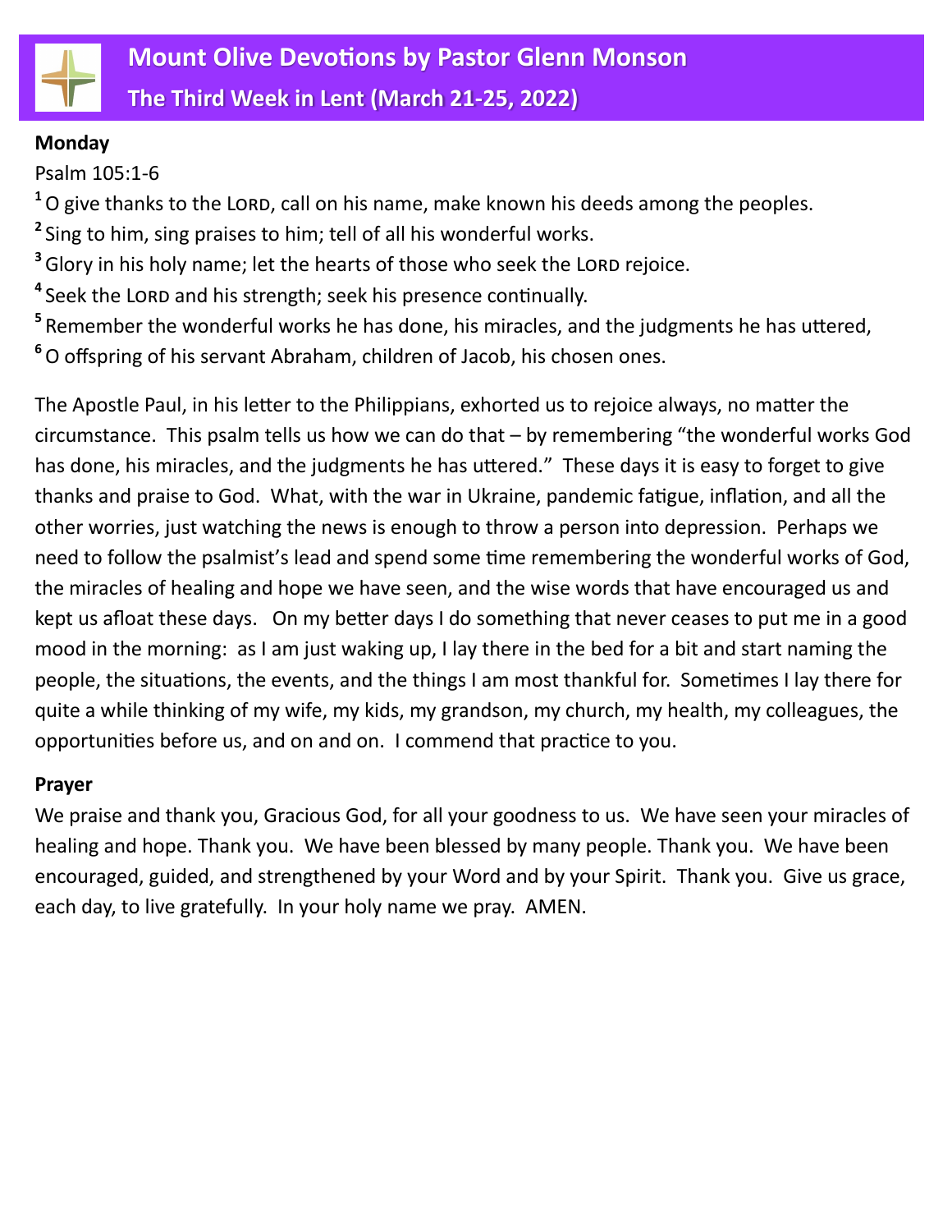# Mount Olive Devotions by Pastor Glenn Monson

## The Third Week in Lent (March 21-25, 2022)

**Monday**

Psalm 105:1-6

[1] O give thanks to the LORD, call on his name, make known his deeds among the peoples.

[2] Sing to him, sing praises to him; tell of all his wonderful works.

[3] Glory in his holy name; let the hearts of those who seek the LORD rejoice.

[4] Seek the LORD and his strength; seek his presence continually.

[5] Remember the wonderful works he has done, his miracles, and the judgments he has uttered,

[6] O offspring of his servant Abraham, children of Jacob, his chosen ones.

The Apostle Paul, in his letter to the Philippians, exhorted us to rejoice always, no matter the circumstance. This psalm tells us how we can do that – by remembering "the wonderful works God has done, his miracles, and the judgments he has uttered." These days it is easy to forget to give thanks and praise to God. What, with the war in Ukraine, pandemic fatigue, inflation, and all the other worries, just watching the news is enough to throw a person into depression. Perhaps we need to follow the psalmist's lead and spend some time remembering the wonderful works of God, the miracles of healing and hope we have seen, and the wise words that have encouraged us and kept us afloat these days. On my better days I do something that never ceases to put me in a good mood in the morning: as I am just waking up, I lay there in the bed for a bit and start naming the people, the situations, the events, and the things I am most thankful for. Sometimes I lay there for quite a while thinking of my wife, my kids, my grandson, my church, my health, my colleagues, the opportunities before us, and on and on. I commend that practice to you.

**Prayer**

We praise and thank you, Gracious God, for all your goodness to us. We have seen your miracles of healing and hope. Thank you. We have been blessed by many people. Thank you. We have been encouraged, guided, and strengthened by your Word and by your Spirit. Thank you. Give us grace, each day, to live gratefully. In your holy name we pray. AMEN.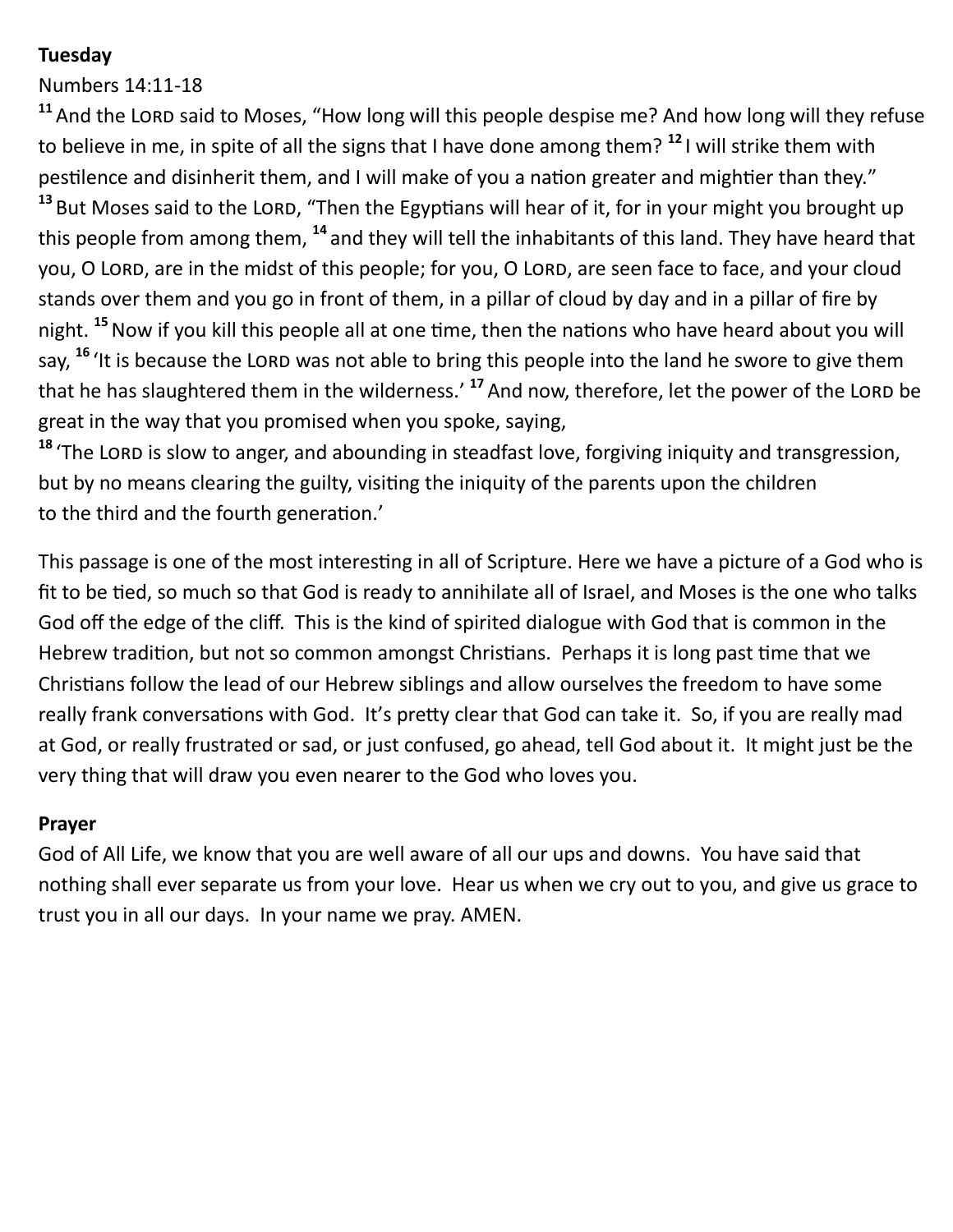**Tuesday**

Numbers 14:11-18

[11] And the LORD said to Moses, "How long will this people despise me? And how long will they refuse to believe in me, in spite of all the signs that I have done among them? [12] I will strike them with pestilence and disinherit them, and I will make of you a nation greater and mightier than they."
[13] But Moses said to the LORD, "Then the Egyptians will hear of it, for in your might you brought up this people from among them, [14] and they will tell the inhabitants of this land. They have heard that you, O LORD, are in the midst of this people; for you, O LORD, are seen face to face, and your cloud stands over them and you go in front of them, in a pillar of cloud by day and in a pillar of fire by night. [15] Now if you kill this people all at one time, then the nations who have heard about you will say, [16] 'It is because the LORD was not able to bring this people into the land he swore to give them that he has slaughtered them in the wilderness.' [17] And now, therefore, let the power of the LORD be great in the way that you promised when you spoke, saying,
[18] 'The LORD is slow to anger, and abounding in steadfast love, forgiving iniquity and transgression, but by no means clearing the guilty, visiting the iniquity of the parents upon the children to the third and the fourth generation.'

This passage is one of the most interesting in all of Scripture. Here we have a picture of a God who is fit to be tied, so much so that God is ready to annihilate all of Israel, and Moses is the one who talks God off the edge of the cliff. This is the kind of spirited dialogue with God that is common in the Hebrew tradition, but not so common amongst Christians. Perhaps it is long past time that we Christians follow the lead of our Hebrew siblings and allow ourselves the freedom to have some really frank conversations with God. It's pretty clear that God can take it. So, if you are really mad at God, or really frustrated or sad, or just confused, go ahead, tell God about it. It might just be the very thing that will draw you even nearer to the God who loves you.

**Prayer**

God of All Life, we know that you are well aware of all our ups and downs. You have said that nothing shall ever separate us from your love. Hear us when we cry out to you, and give us grace to trust you in all our days. In your name we pray. AMEN.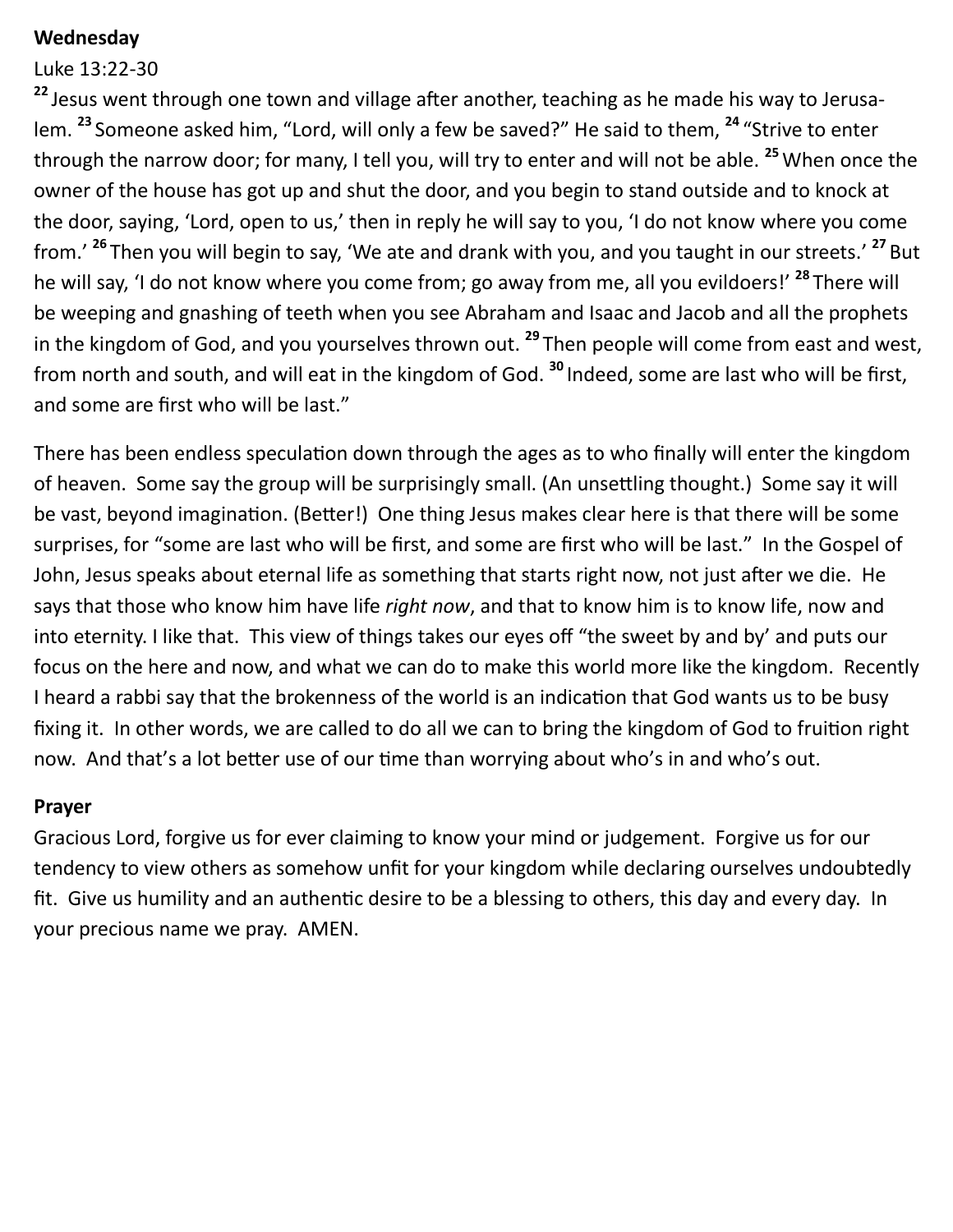**Wednesday**

Luke 13:22-30

[22] Jesus went through one town and village after another, teaching as he made his way to Jerusalem. [23] Someone asked him, "Lord, will only a few be saved?" He said to them, [24] "Strive to enter through the narrow door; for many, I tell you, will try to enter and will not be able. [25] When once the owner of the house has got up and shut the door, and you begin to stand outside and to knock at the door, saying, 'Lord, open to us,' then in reply he will say to you, 'I do not know where you come from.' [26] Then you will begin to say, 'We ate and drank with you, and you taught in our streets.' [27] But he will say, 'I do not know where you come from; go away from me, all you evildoers!' [28] There will be weeping and gnashing of teeth when you see Abraham and Isaac and Jacob and all the prophets in the kingdom of God, and you yourselves thrown out. [29] Then people will come from east and west, from north and south, and will eat in the kingdom of God. [30] Indeed, some are last who will be first, and some are first who will be last."

There has been endless speculation down through the ages as to who finally will enter the kingdom of heaven. Some say the group will be surprisingly small. (An unsettling thought.) Some say it will be vast, beyond imagination. (Better!) One thing Jesus makes clear here is that there will be some surprises, for "some are last who will be first, and some are first who will be last." In the Gospel of John, Jesus speaks about eternal life as something that starts right now, not just after we die. He says that those who know him have life *right now*, and that to know him is to know life, now and into eternity. I like that. This view of things takes our eyes off "the sweet by and by' and puts our focus on the here and now, and what we can do to make this world more like the kingdom. Recently I heard a rabbi say that the brokenness of the world is an indication that God wants us to be busy fixing it. In other words, we are called to do all we can to bring the kingdom of God to fruition right now. And that's a lot better use of our time than worrying about who's in and who's out.

**Prayer**

Gracious Lord, forgive us for ever claiming to know your mind or judgement. Forgive us for our tendency to view others as somehow unfit for your kingdom while declaring ourselves undoubtedly fit. Give us humility and an authentic desire to be a blessing to others, this day and every day. In your precious name we pray. AMEN.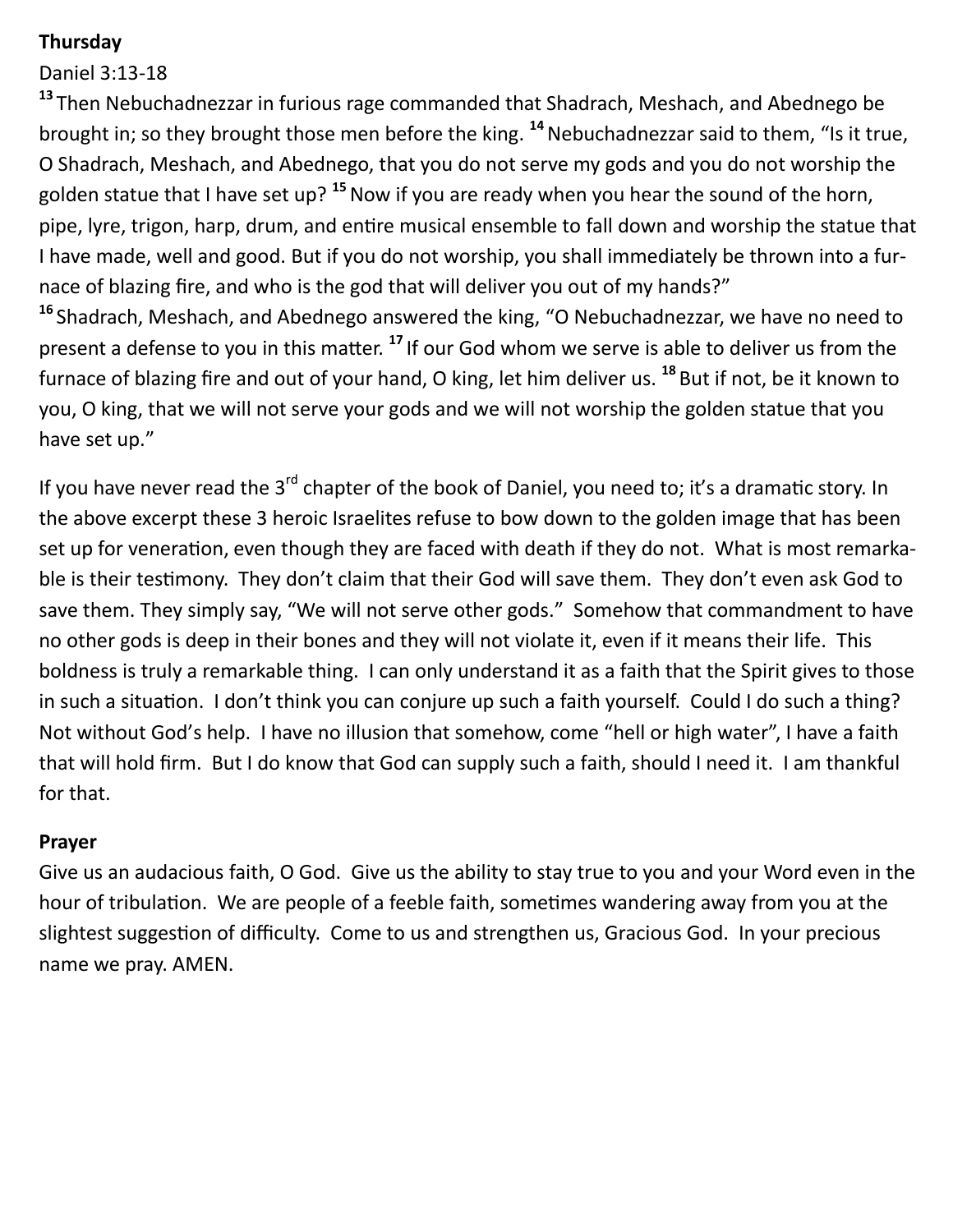**Thursday**

Daniel 3:13-18

[13] Then Nebuchadnezzar in furious rage commanded that Shadrach, Meshach, and Abednego be brought in; so they brought those men before the king. [14] Nebuchadnezzar said to them, "Is it true, O Shadrach, Meshach, and Abednego, that you do not serve my gods and you do not worship the golden statue that I have set up? [15] Now if you are ready when you hear the sound of the horn, pipe, lyre, trigon, harp, drum, and entire musical ensemble to fall down and worship the statue that I have made, well and good. But if you do not worship, you shall immediately be thrown into a furnace of blazing fire, and who is the god that will deliver you out of my hands?"

[16] Shadrach, Meshach, and Abednego answered the king, "O Nebuchadnezzar, we have no need to present a defense to you in this matter. [17] If our God whom we serve is able to deliver us from the furnace of blazing fire and out of your hand, O king, let him deliver us. [18] But if not, be it known to you, O king, that we will not serve your gods and we will not worship the golden statue that you have set up."

If you have never read the 3rd chapter of the book of Daniel, you need to; it's a dramatic story. In the above excerpt these 3 heroic Israelites refuse to bow down to the golden image that has been set up for veneration, even though they are faced with death if they do not. What is most remarkable is their testimony. They don't claim that their God will save them. They don't even ask God to save them. They simply say, "We will not serve other gods." Somehow that commandment to have no other gods is deep in their bones and they will not violate it, even if it means their life. This boldness is truly a remarkable thing. I can only understand it as a faith that the Spirit gives to those in such a situation. I don't think you can conjure up such a faith yourself. Could I do such a thing? Not without God's help. I have no illusion that somehow, come "hell or high water", I have a faith that will hold firm. But I do know that God can supply such a faith, should I need it. I am thankful for that.

**Prayer**

Give us an audacious faith, O God. Give us the ability to stay true to you and your Word even in the hour of tribulation. We are people of a feeble faith, sometimes wandering away from you at the slightest suggestion of difficulty. Come to us and strengthen us, Gracious God. In your precious name we pray. AMEN.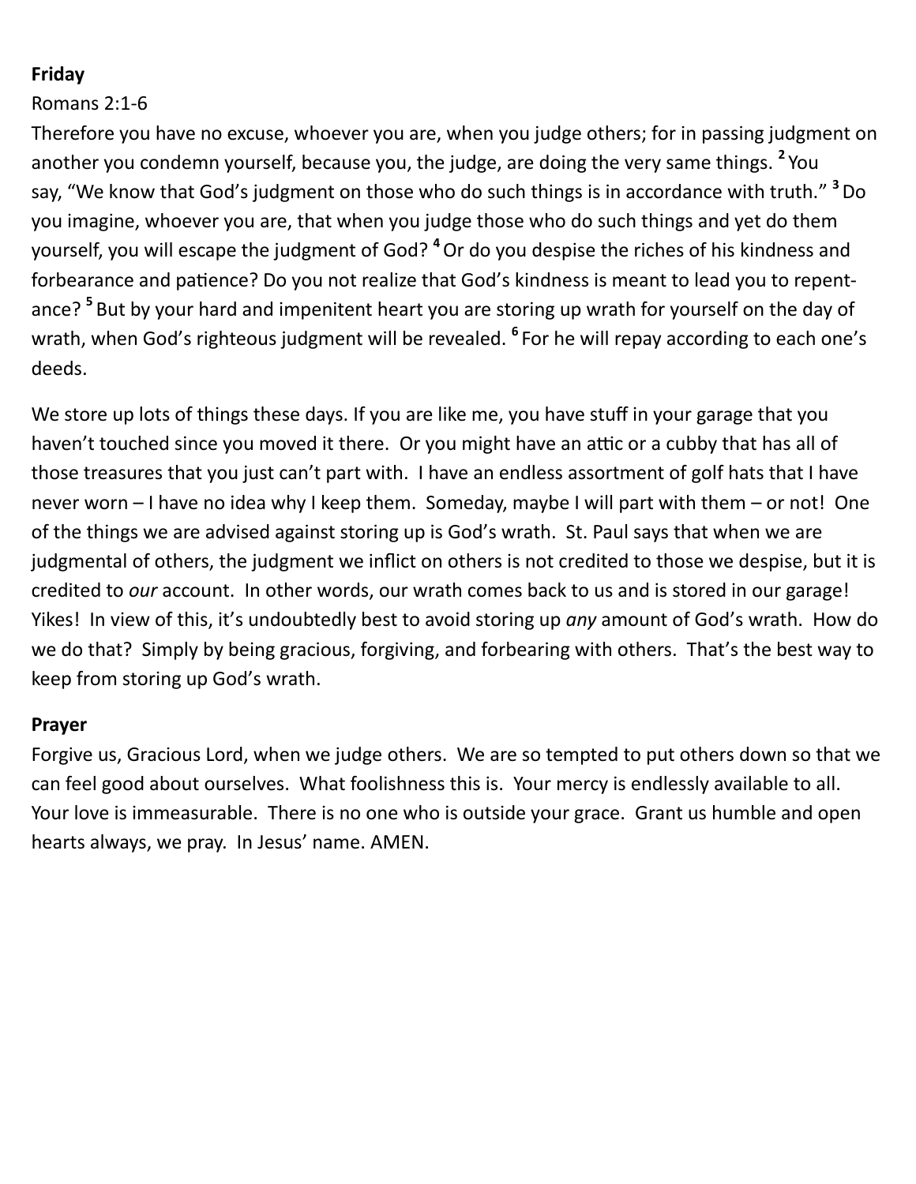**Friday**

Romans 2:1-6

Therefore you have no excuse, whoever you are, when you judge others; for in passing judgment on another you condemn yourself, because you, the judge, are doing the very same things. [2] You say, "We know that God's judgment on those who do such things is in accordance with truth." [3] Do you imagine, whoever you are, that when you judge those who do such things and yet do them yourself, you will escape the judgment of God? [4] Or do you despise the riches of his kindness and forbearance and patience? Do you not realize that God's kindness is meant to lead you to repentance? [5] But by your hard and impenitent heart you are storing up wrath for yourself on the day of wrath, when God's righteous judgment will be revealed. [6] For he will repay according to each one's deeds.

We store up lots of things these days. If you are like me, you have stuff in your garage that you haven't touched since you moved it there. Or you might have an attic or a cubby that has all of those treasures that you just can't part with. I have an endless assortment of golf hats that I have never worn – I have no idea why I keep them. Someday, maybe I will part with them – or not! One of the things we are advised against storing up is God's wrath. St. Paul says that when we are judgmental of others, the judgment we inflict on others is not credited to those we despise, but it is credited to *our* account. In other words, our wrath comes back to us and is stored in our garage! Yikes! In view of this, it's undoubtedly best to avoid storing up *any* amount of God's wrath. How do we do that? Simply by being gracious, forgiving, and forbearing with others. That's the best way to keep from storing up God's wrath.

**Prayer**

Forgive us, Gracious Lord, when we judge others. We are so tempted to put others down so that we can feel good about ourselves. What foolishness this is. Your mercy is endlessly available to all. Your love is immeasurable. There is no one who is outside your grace. Grant us humble and open hearts always, we pray. In Jesus' name. AMEN.